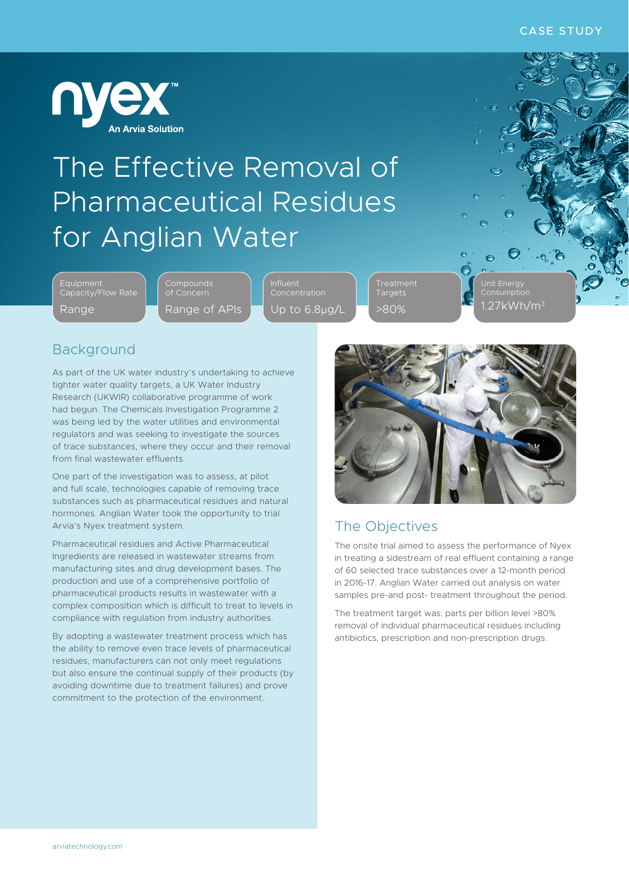CASE STUDY

nyex™ An Arvia Solution

# The Effective Removal of Pharmaceutical Residues for Anglian Water

| Equipment Capacity/Flow Rate | Compounds of Concern | Influent Concentration | Treatment Targets | Unit Energy Consumption |
|---|---|---|---|---|
| Range | Range of APIs | Up to 6.8µg/L | >80% | 1.27kWh/m³ |

## Background

As part of the UK water industry's undertaking to achieve tighter water quality targets, a UK Water Industry Research (UKWIR) collaborative programme of work had begun. The Chemicals Investigation Programme 2 was being led by the water utilities and environmental regulators and was seeking to investigate the sources of trace substances, where they occur and their removal from final wastewater effluents.

One part of the investigation was to assess, at pilot and full scale, technologies capable of removing trace substances such as pharmaceutical residues and natural hormones. Anglian Water took the opportunity to trial Arvia's Nyex treatment system.

Pharmaceutical residues and Active Pharmaceutical Ingredients are released in wastewater streams from manufacturing sites and drug development bases. The production and use of a comprehensive portfolio of pharmaceutical products results in wastewater with a complex composition which is difficult to treat to levels in compliance with regulation from industry authorities.

By adopting a wastewater treatment process which has the ability to remove even trace levels of pharmaceutical residues, manufacturers can not only meet regulations but also ensure the continual supply of their products (by avoiding downtime due to treatment failures) and prove commitment to the protection of the environment.

## The Objectives

The onsite trial aimed to assess the performance of Nyex in treating a sidestream of real effluent containing a range of 60 selected trace substances over a 12-month period in 2016-17. Anglian Water carried out analysis on water samples pre-and post- treatment throughout the period.

The treatment target was: parts per billion level >80% removal of individual pharmaceutical residues including antibiotics, prescription and non-prescription drugs.

arviatechnology.com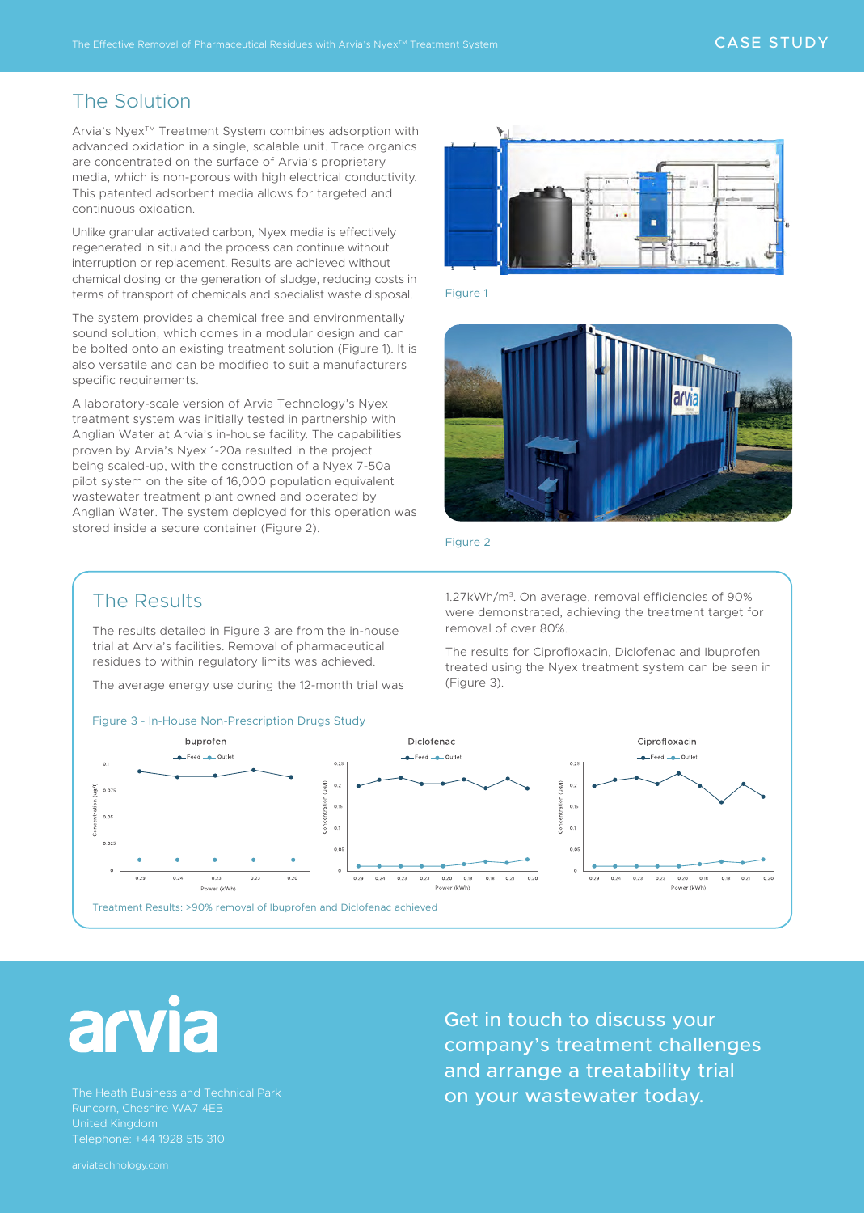## The Solution

Arvia's Nyex™ Treatment System combines adsorption with advanced oxidation in a single, scalable unit. Trace organics are concentrated on the surface of Arvia's proprietary media, which is non-porous with high electrical conductivity. This patented adsorbent media allows for targeted and continuous oxidation.

Unlike granular activated carbon, Nyex media is effectively regenerated in situ and the process can continue without interruption or replacement. Results are achieved without chemical dosing or the generation of sludge, reducing costs in terms of transport of chemicals and specialist waste disposal.

The system provides a chemical free and environmentally sound solution, which comes in a modular design and can be bolted onto an existing treatment solution (Figure 1). It is also versatile and can be modified to suit a manufacturers specific requirements.

A laboratory-scale version of Arvia Technology's Nyex treatment system was initially tested in partnership with Anglian Water at Arvia's in-house facility. The capabilities proven by Arvia's Nyex 1-20a resulted in the project being scaled-up, with the construction of a Nyex 7-50a pilot system on the site of 16,000 population equivalent wastewater treatment plant owned and operated by Anglian Water. The system deployed for this operation was stored inside a secure container (Figure 2).

Figure 1

Figure 2

## The Results

The results detailed in Figure 3 are from the in-house trial at Arvia's facilities. Removal of pharmaceutical residues to within regulatory limits was achieved.

The average energy use during the 12-month trial was 1.27kWh/m$^3$. On average, removal efficiencies of 90% were demonstrated, achieving the treatment target for removal of over 80%.

The results for Ciprofloxacin, Diclofenac and Ibuprofen treated using the Nyex treatment system can be seen in (Figure 3).

Figure 3 - In-House Non-Prescription Drugs Study

Ibuprofen
Feed, Outlet
Concentration (ug/l): 0, 0.025, 0.05, 0.075, 0.1
Power (kWh): 0.23, 0.24, 0.23, 0.23, 0.20

Diclofenac
Feed, Outlet
Concentration (ug/l): 0, 0.05, 0.1, 0.15, 0.2, 0.25
Power (kWh): 0.29, 0.24, 0.23, 0.23, 0.20, 0.18, 0.18, 0.21, 0.20

Ciprofloxacin
Feed, Outlet
Concentration (ug/l): 0, 0.05, 0.1, 0.15, 0.2, 0.25
Power (kWh): 0.29, 0.24, 0.23, 0.23, 0.20, 0.18, 0.18, 0.21, 0.20

Treatment Results: >90% removal of Ibuprofen and Diclofenac achieved

arvia

The Heath Business and Technical Park
Runcorn, Cheshire WA7 4EB
United Kingdom
Telephone: +44 1928 515 310

arviatechnology.com

Get in touch to discuss your company's treatment challenges and arrange a treatability trial on your wastewater today.